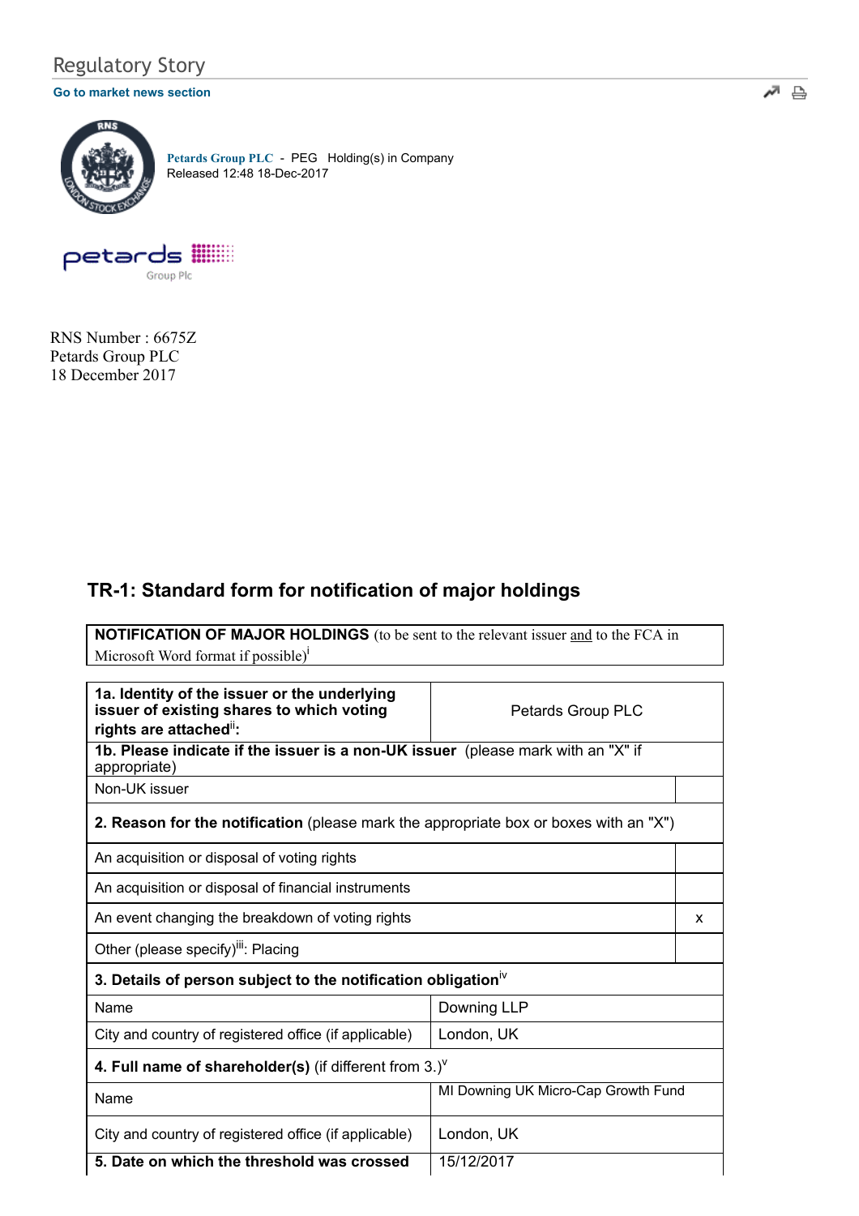Regulatory Story

Go to market news section

Petards Group PLC - PEG Holding(s) in Company
Released 12:48 18-Dec-2017

RNS Number : 6675Z
Petards Group PLC
18 December 2017

## TR-1: Standard form for notification of major holdings

| **NOTIFICATION OF MAJOR HOLDINGS** (to be sent to the relevant issuer and to the FCA in Microsoft Word format if possible)[i] |
|---|

| | |
|---|---|
| **1a. Identity of the issuer or the underlying issuer of existing shares to which voting rights are attached**[ii]**:** | Petards Group PLC |
| **1b. Please indicate if the issuer is a non-UK issuer** (please mark with an "X" if appropriate) | |
| Non-UK issuer | |
| **2. Reason for the notification** (please mark the appropriate box or boxes with an "X") | |
| An acquisition or disposal of voting rights | |
| An acquisition or disposal of financial instruments | |
| An event changing the breakdown of voting rights | x |
| Other (please specify)[iii]: Placing | |
| **3. Details of person subject to the notification obligation**[iv] | |
| Name | Downing LLP |
| City and country of registered office (if applicable) | London, UK |
| **4. Full name of shareholder(s)** (if different from 3.)[v] | |
| Name | MI Downing UK Micro-Cap Growth Fund |
| City and country of registered office (if applicable) | London, UK |
| **5. Date on which the threshold was crossed** | 15/12/2017 |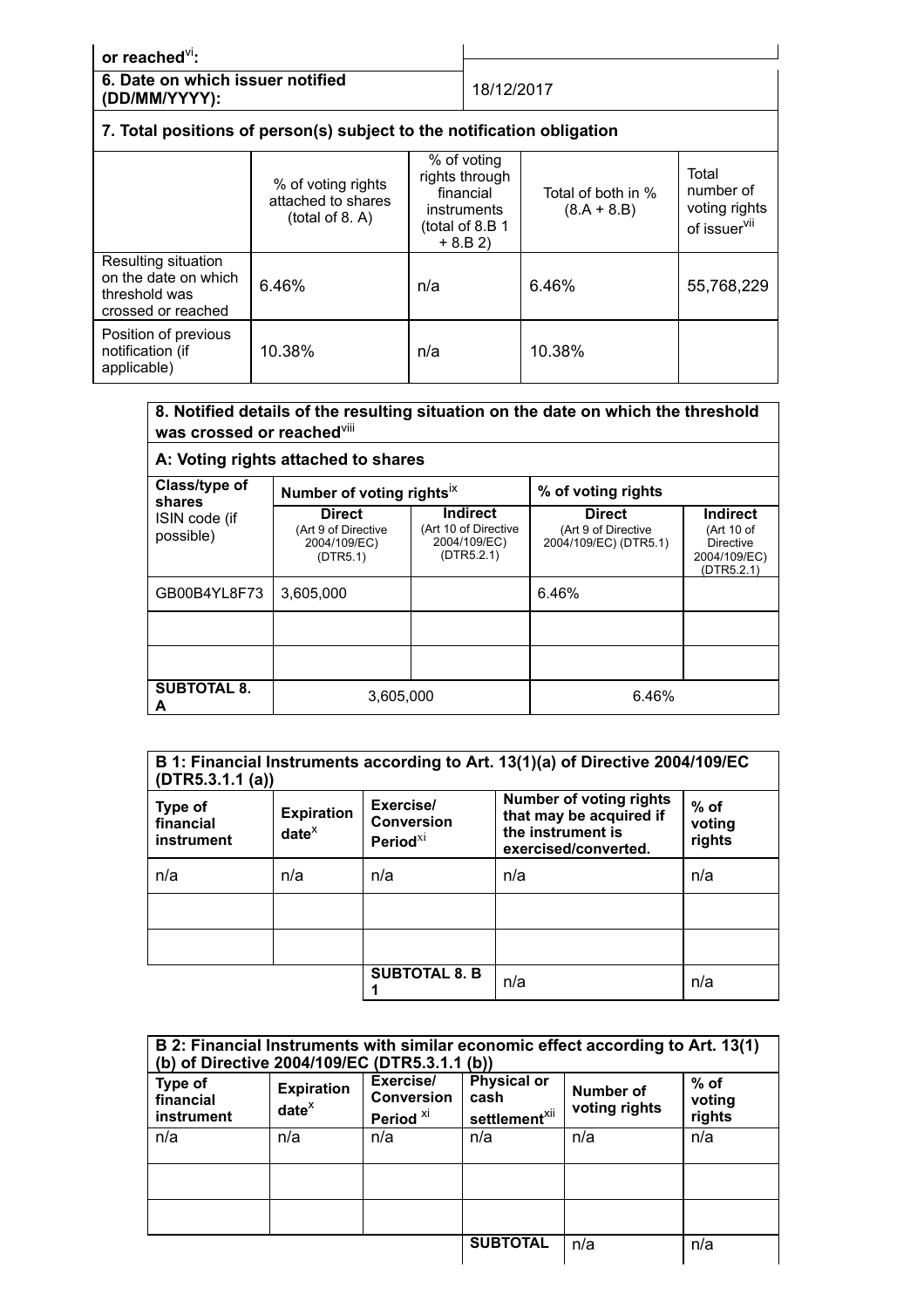| or reached[vi]: | |
|---|---|
| **6. Date on which issuer notified (DD/MM/YYYY):** | 18/12/2017 |

**7. Total positions of person(s) subject to the notification obligation**

| | % of voting rights attached to shares (total of 8. A) | % of voting rights through financial instruments (total of 8.B 1 + 8.B 2) | Total of both in % (8.A + 8.B) | Total number of voting rights of issuer[vii] |
|---|---|---|---|---|
| Resulting situation on the date on which threshold was crossed or reached | 6.46% | n/a | 6.46% | 55,768,229 |
| Position of previous notification (if applicable) | 10.38% | n/a | 10.38% | |

**8. Notified details of the resulting situation on the date on which the threshold was crossed or reached[viii]**

**A: Voting rights attached to shares**

| Class/type of shares ISIN code (if possible) | Number of voting rights[ix] | | % of voting rights | |
|---|---|---|---|---|
| | **Direct** (Art 9 of Directive 2004/109/EC) (DTR5.1) | **Indirect** (Art 10 of Directive 2004/109/EC) (DTR5.2.1) | **Direct** (Art 9 of Directive 2004/109/EC) (DTR5.1) | **Indirect** (Art 10 of Directive 2004/109/EC) (DTR5.2.1) |
| GB00B4YL8F73 | 3,605,000 | | 6.46% | |
| | | | | |
| | | | | |
| **SUBTOTAL 8. A** | 3,605,000 | | 6.46% | |

**B 1: Financial Instruments according to Art. 13(1)(a) of Directive 2004/109/EC (DTR5.3.1.1 (a))**

| Type of financial instrument | Expiration date[x] | Exercise/ Conversion Period[xi] | Number of voting rights that may be acquired if the instrument is exercised/converted. | % of voting rights |
|---|---|---|---|---|
| n/a | n/a | n/a | n/a | n/a |
| | | | | |
| | | | | |
| | | **SUBTOTAL 8. B 1** | n/a | n/a |

**B 2: Financial Instruments with similar economic effect according to Art. 13(1) (b) of Directive 2004/109/EC (DTR5.3.1.1 (b))**

| Type of financial instrument | Expiration date[x] | Exercise/ Conversion Period [xi] | Physical or cash settlement[xii] | Number of voting rights | % of voting rights |
|---|---|---|---|---|---|
| n/a | n/a | n/a | n/a | n/a | n/a |
| | | | | | |
| | | | | | |
| | | | **SUBTOTAL** | n/a | n/a |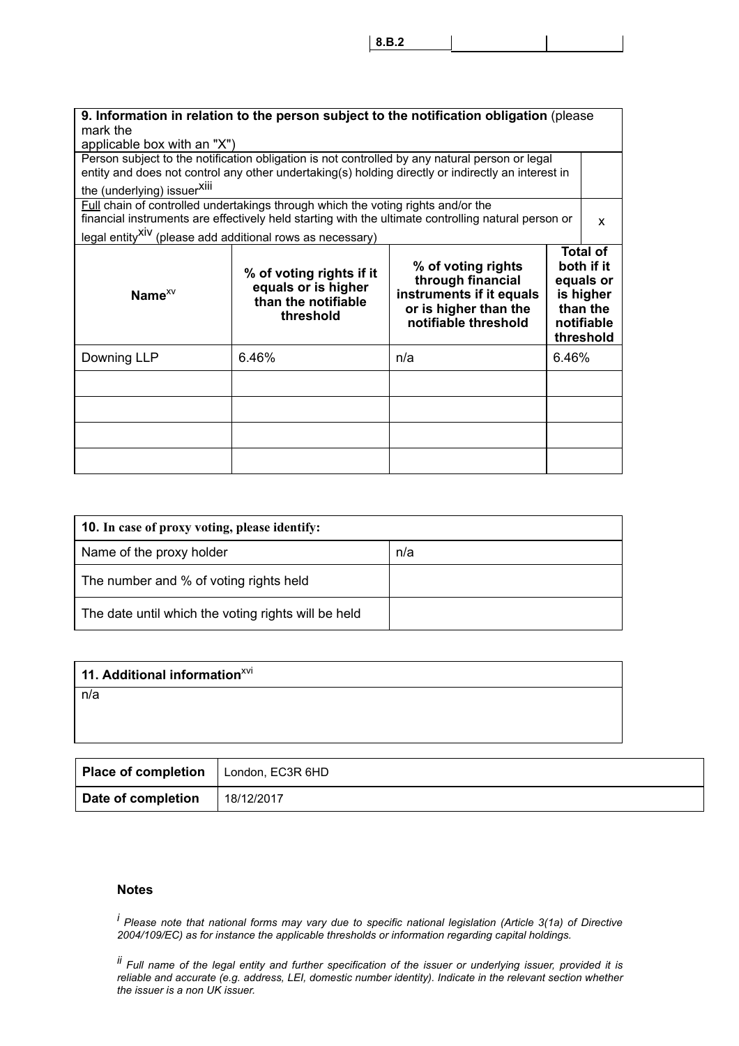| 8.B.2 | | |
|---|---|---|

| **9. Information in relation to the person subject to the notification obligation** (please mark the applicable box with an "X") | |
|---|---|
| Person subject to the notification obligation is not controlled by any natural person or legal entity and does not control any other undertaking(s) holding directly or indirectly an interest in the (underlying) issuer[xiii] | |
| Full chain of controlled undertakings through which the voting rights and/or the financial instruments are effectively held starting with the ultimate controlling natural person or legal entity[xiv] (please add additional rows as necessary) | x |

| Name[xv] | % of voting rights if it equals or is higher than the notifiable threshold | % of voting rights through financial instruments if it equals or is higher than the notifiable threshold | Total of both if it equals or is higher than the notifiable threshold |
|---|---|---|---|
| Downing LLP | 6.46% | n/a | 6.46% |
| | | | |
| | | | |
| | | | |
| | | | |

| **10. In case of proxy voting, please identify:** | |
|---|---|
| Name of the proxy holder | n/a |
| The number and % of voting rights held | |
| The date until which the voting rights will be held | |

| **11. Additional information**[xvi] |
|---|
| n/a |

| **Place of completion** | London, EC3R 6HD |
|---|---|
| **Date of completion** | 18/12/2017 |

**Notes**

[i] *Please note that national forms may vary due to specific national legislation (Article 3(1a) of Directive 2004/109/EC) as for instance the applicable thresholds or information regarding capital holdings.*

[ii] *Full name of the legal entity and further specification of the issuer or underlying issuer, provided it is reliable and accurate (e.g. address, LEI, domestic number identity). Indicate in the relevant section whether the issuer is a non UK issuer.*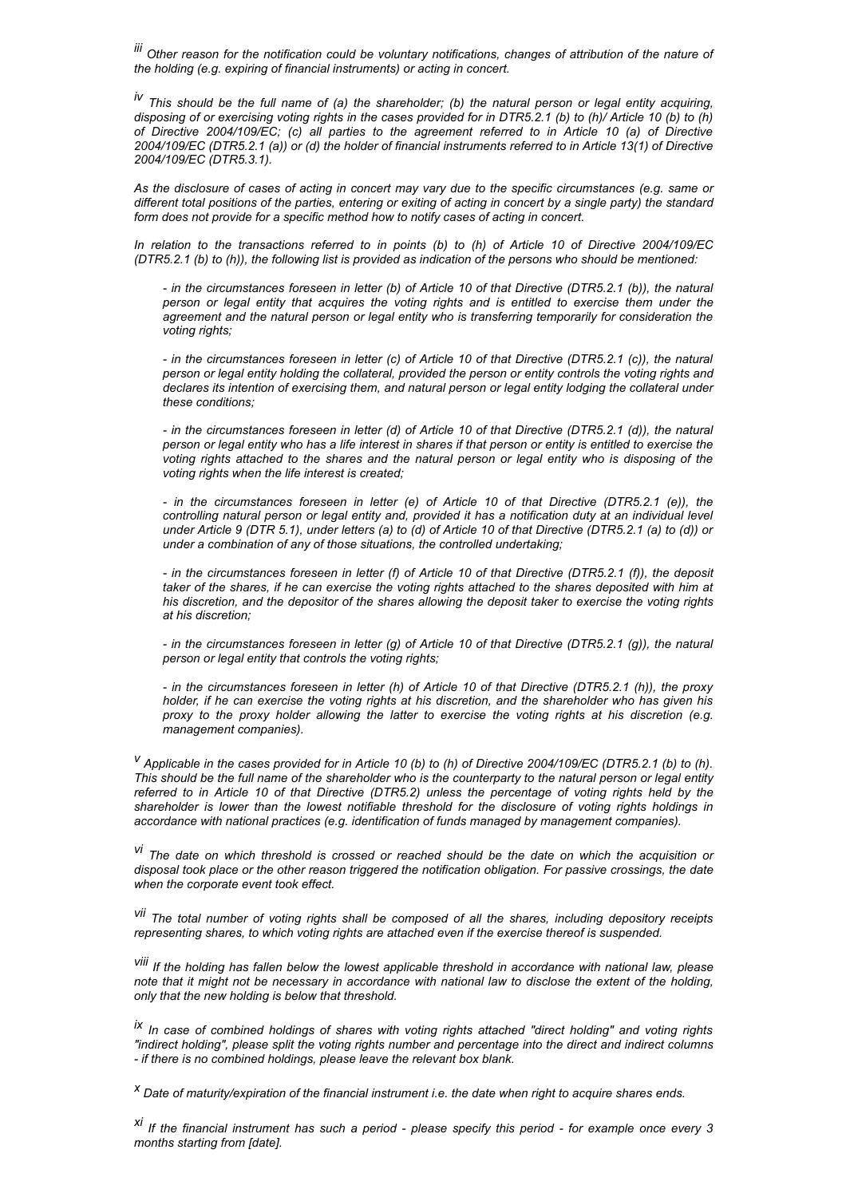*[iii] Other reason for the notification could be voluntary notifications, changes of attribution of the nature of the holding (e.g. expiring of financial instruments) or acting in concert.*

*[iv] This should be the full name of (a) the shareholder; (b) the natural person or legal entity acquiring, disposing of or exercising voting rights in the cases provided for in DTR5.2.1 (b) to (h)/ Article 10 (b) to (h) of Directive 2004/109/EC; (c) all parties to the agreement referred to in Article 10 (a) of Directive 2004/109/EC (DTR5.2.1 (a)) or (d) the holder of financial instruments referred to in Article 13(1) of Directive 2004/109/EC (DTR5.3.1).*

*As the disclosure of cases of acting in concert may vary due to the specific circumstances (e.g. same or different total positions of the parties, entering or exiting of acting in concert by a single party) the standard form does not provide for a specific method how to notify cases of acting in concert.*

*In relation to the transactions referred to in points (b) to (h) of Article 10 of Directive 2004/109/EC (DTR5.2.1 (b) to (h)), the following list is provided as indication of the persons who should be mentioned:*

*- in the circumstances foreseen in letter (b) of Article 10 of that Directive (DTR5.2.1 (b)), the natural person or legal entity that acquires the voting rights and is entitled to exercise them under the agreement and the natural person or legal entity who is transferring temporarily for consideration the voting rights;*

*- in the circumstances foreseen in letter (c) of Article 10 of that Directive (DTR5.2.1 (c)), the natural person or legal entity holding the collateral, provided the person or entity controls the voting rights and declares its intention of exercising them, and natural person or legal entity lodging the collateral under these conditions;*

*- in the circumstances foreseen in letter (d) of Article 10 of that Directive (DTR5.2.1 (d)), the natural person or legal entity who has a life interest in shares if that person or entity is entitled to exercise the voting rights attached to the shares and the natural person or legal entity who is disposing of the voting rights when the life interest is created;*

*- in the circumstances foreseen in letter (e) of Article 10 of that Directive (DTR5.2.1 (e)), the controlling natural person or legal entity and, provided it has a notification duty at an individual level under Article 9 (DTR 5.1), under letters (a) to (d) of Article 10 of that Directive (DTR5.2.1 (a) to (d)) or under a combination of any of those situations, the controlled undertaking;*

*- in the circumstances foreseen in letter (f) of Article 10 of that Directive (DTR5.2.1 (f)), the deposit taker of the shares, if he can exercise the voting rights attached to the shares deposited with him at his discretion, and the depositor of the shares allowing the deposit taker to exercise the voting rights at his discretion;*

*- in the circumstances foreseen in letter (g) of Article 10 of that Directive (DTR5.2.1 (g)), the natural person or legal entity that controls the voting rights;*

*- in the circumstances foreseen in letter (h) of Article 10 of that Directive (DTR5.2.1 (h)), the proxy holder, if he can exercise the voting rights at his discretion, and the shareholder who has given his proxy to the proxy holder allowing the latter to exercise the voting rights at his discretion (e.g. management companies).*

*[v] Applicable in the cases provided for in Article 10 (b) to (h) of Directive 2004/109/EC (DTR5.2.1 (b) to (h). This should be the full name of the shareholder who is the counterparty to the natural person or legal entity referred to in Article 10 of that Directive (DTR5.2) unless the percentage of voting rights held by the shareholder is lower than the lowest notifiable threshold for the disclosure of voting rights holdings in accordance with national practices (e.g. identification of funds managed by management companies).*

*[vi] The date on which threshold is crossed or reached should be the date on which the acquisition or disposal took place or the other reason triggered the notification obligation. For passive crossings, the date when the corporate event took effect.*

*[vii] The total number of voting rights shall be composed of all the shares, including depository receipts representing shares, to which voting rights are attached even if the exercise thereof is suspended.*

*[viii] If the holding has fallen below the lowest applicable threshold in accordance with national law, please note that it might not be necessary in accordance with national law to disclose the extent of the holding, only that the new holding is below that threshold.*

*[ix] In case of combined holdings of shares with voting rights attached "direct holding" and voting rights "indirect holding", please split the voting rights number and percentage into the direct and indirect columns - if there is no combined holdings, please leave the relevant box blank.*

*[x] Date of maturity/expiration of the financial instrument i.e. the date when right to acquire shares ends.*

*[xi] If the financial instrument has such a period - please specify this period - for example once every 3 months starting from [date].*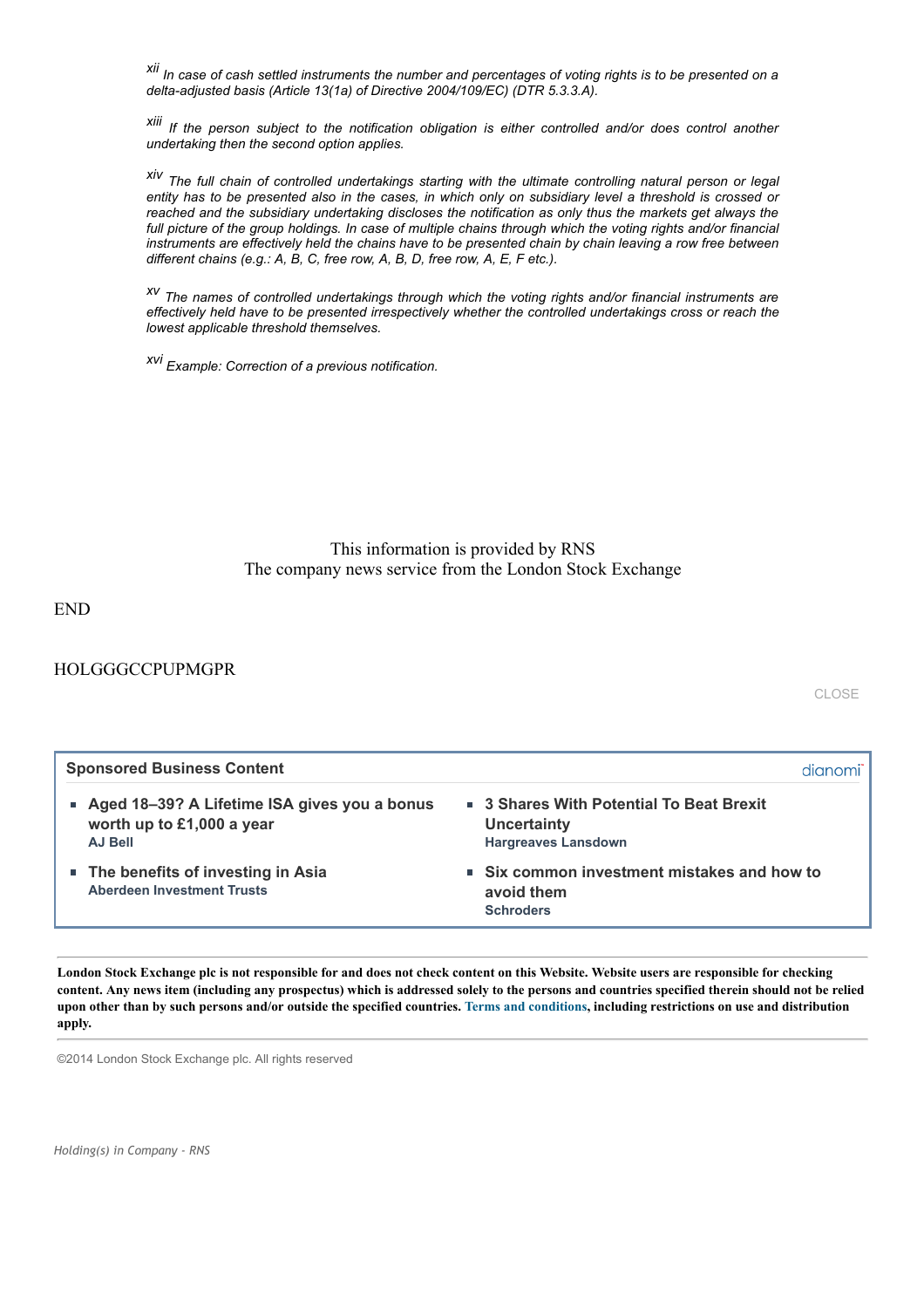[xii] *In case of cash settled instruments the number and percentages of voting rights is to be presented on a delta-adjusted basis (Article 13(1a) of Directive 2004/109/EC) (DTR 5.3.3.A).*

[xiii] *If the person subject to the notification obligation is either controlled and/or does control another undertaking then the second option applies.*

[xiv] *The full chain of controlled undertakings starting with the ultimate controlling natural person or legal entity has to be presented also in the cases, in which only on subsidiary level a threshold is crossed or reached and the subsidiary undertaking discloses the notification as only thus the markets get always the full picture of the group holdings. In case of multiple chains through which the voting rights and/or financial instruments are effectively held the chains have to be presented chain by chain leaving a row free between different chains (e.g.: A, B, C, free row, A, B, D, free row, A, E, F etc.).*

[xv] *The names of controlled undertakings through which the voting rights and/or financial instruments are effectively held have to be presented irrespectively whether the controlled undertakings cross or reach the lowest applicable threshold themselves.*

[xvi] *Example: Correction of a previous notification.*

This information is provided by RNS
The company news service from the London Stock Exchange

END

HOLGGGCCPUPMGPR

CLOSE

**Sponsored Business Content** dianomi

- **Aged 18–39? A Lifetime ISA gives you a bonus worth up to £1,000 a year**
  **AJ Bell**
- **3 Shares With Potential To Beat Brexit Uncertainty**
  **Hargreaves Lansdown**
- **The benefits of investing in Asia**
  **Aberdeen Investment Trusts**
- **Six common investment mistakes and how to avoid them**
  **Schroders**

**London Stock Exchange plc is not responsible for and does not check content on this Website. Website users are responsible for checking content. Any news item (including any prospectus) which is addressed solely to the persons and countries specified therein should not be relied upon other than by such persons and/or outside the specified countries. Terms and conditions, including restrictions on use and distribution apply.**

©2014 London Stock Exchange plc. All rights reserved